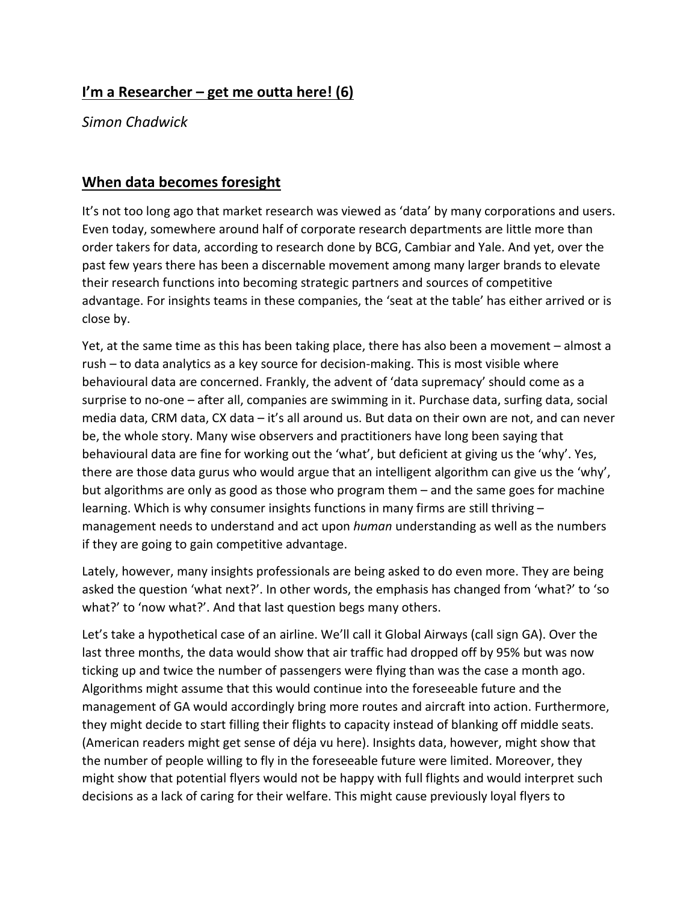## I'm a Researcher – get me outta here! (6)

*Simon Chadwick*

## When data becomes foresight

It's not too long ago that market research was viewed as 'data' by many corporations and users. Even today, somewhere around half of corporate research departments are little more than order takers for data, according to research done by BCG, Cambiar and Yale. And yet, over the past few years there has been a discernable movement among many larger brands to elevate their research functions into becoming strategic partners and sources of competitive advantage. For insights teams in these companies, the 'seat at the table' has either arrived or is close by.

Yet, at the same time as this has been taking place, there has also been a movement – almost a rush – to data analytics as a key source for decision-making. This is most visible where behavioural data are concerned. Frankly, the advent of 'data supremacy' should come as a surprise to no-one – after all, companies are swimming in it. Purchase data, surfing data, social media data, CRM data, CX data – it's all around us. But data on their own are not, and can never be, the whole story. Many wise observers and practitioners have long been saying that behavioural data are fine for working out the 'what', but deficient at giving us the 'why'. Yes, there are those data gurus who would argue that an intelligent algorithm can give us the 'why', but algorithms are only as good as those who program them – and the same goes for machine learning. Which is why consumer insights functions in many firms are still thriving – management needs to understand and act upon *human* understanding as well as the numbers if they are going to gain competitive advantage.

Lately, however, many insights professionals are being asked to do even more. They are being asked the question 'what next?'. In other words, the emphasis has changed from 'what?' to 'so what?' to 'now what?'. And that last question begs many others.

Let's take a hypothetical case of an airline. We'll call it Global Airways (call sign GA). Over the last three months, the data would show that air traffic had dropped off by 95% but was now ticking up and twice the number of passengers were flying than was the case a month ago. Algorithms might assume that this would continue into the foreseeable future and the management of GA would accordingly bring more routes and aircraft into action. Furthermore, they might decide to start filling their flights to capacity instead of blanking off middle seats. (American readers might get sense of déja vu here). Insights data, however, might show that the number of people willing to fly in the foreseeable future were limited. Moreover, they might show that potential flyers would not be happy with full flights and would interpret such decisions as a lack of caring for their welfare. This might cause previously loyal flyers to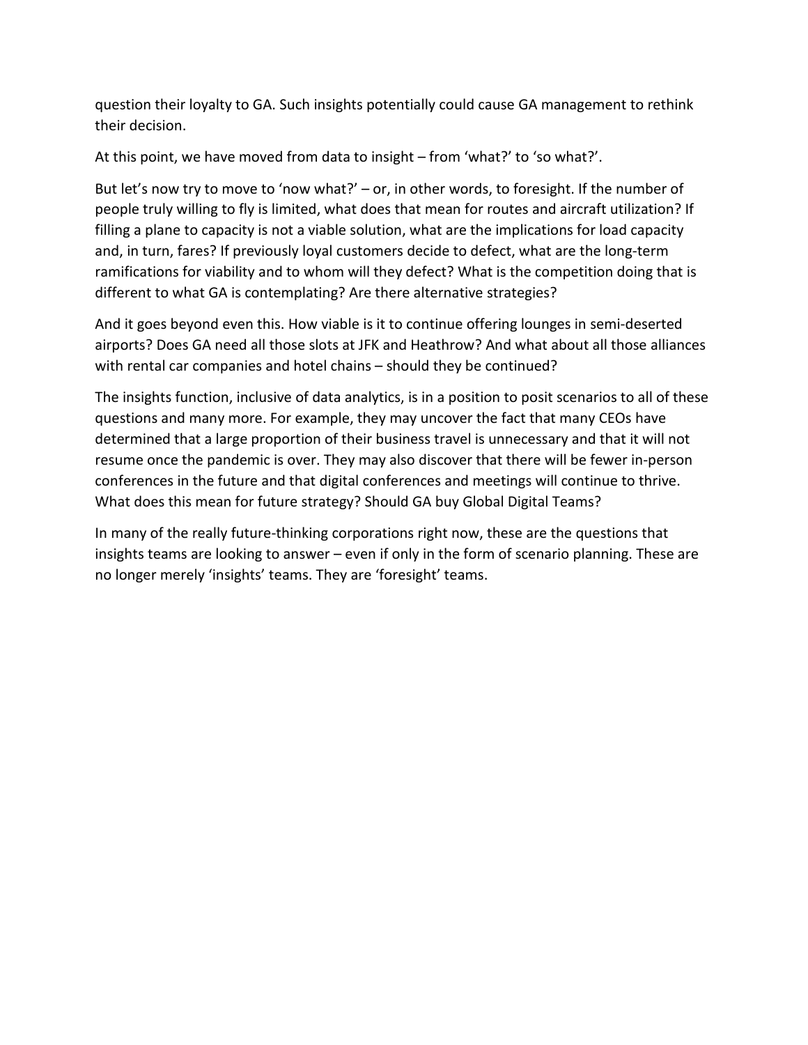question their loyalty to GA. Such insights potentially could cause GA management to rethink their decision.

At this point, we have moved from data to insight – from 'what?' to 'so what?'.

But let's now try to move to 'now what?' – or, in other words, to foresight. If the number of people truly willing to fly is limited, what does that mean for routes and aircraft utilization? If filling a plane to capacity is not a viable solution, what are the implications for load capacity and, in turn, fares? If previously loyal customers decide to defect, what are the long-term ramifications for viability and to whom will they defect? What is the competition doing that is different to what GA is contemplating? Are there alternative strategies?

And it goes beyond even this. How viable is it to continue offering lounges in semi-deserted airports? Does GA need all those slots at JFK and Heathrow? And what about all those alliances with rental car companies and hotel chains – should they be continued?

The insights function, inclusive of data analytics, is in a position to posit scenarios to all of these questions and many more. For example, they may uncover the fact that many CEOs have determined that a large proportion of their business travel is unnecessary and that it will not resume once the pandemic is over. They may also discover that there will be fewer in-person conferences in the future and that digital conferences and meetings will continue to thrive. What does this mean for future strategy? Should GA buy Global Digital Teams?

In many of the really future-thinking corporations right now, these are the questions that insights teams are looking to answer – even if only in the form of scenario planning. These are no longer merely 'insights' teams. They are 'foresight' teams.